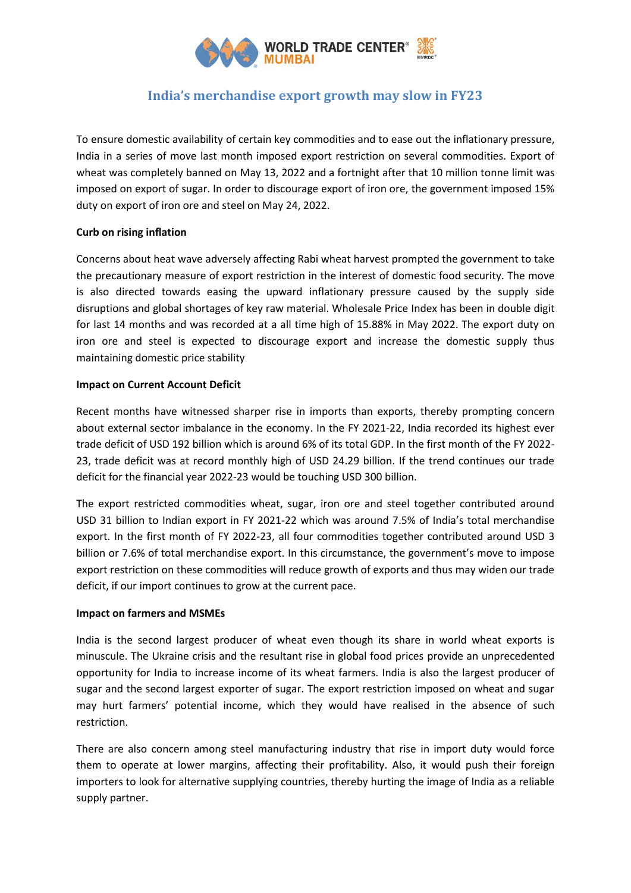# India's merchandise export growth may slow in FY23

To ensure domestic availability of certain key commodities and to ease out the inflationary pressure, India in a series of move last month imposed export restriction on several commodities. Export of wheat was completely banned on May 13, 2022 and a fortnight after that 10 million tonne limit was imposed on export of sugar. In order to discourage export of iron ore, the government imposed 15% duty on export of iron ore and steel on May 24, 2022.

**Curb on rising inflation**

Concerns about heat wave adversely affecting Rabi wheat harvest prompted the government to take the precautionary measure of export restriction in the interest of domestic food security. The move is also directed towards easing the upward inflationary pressure caused by the supply side disruptions and global shortages of key raw material. Wholesale Price Index has been in double digit for last 14 months and was recorded at a all time high of 15.88% in May 2022. The export duty on iron ore and steel is expected to discourage export and increase the domestic supply thus maintaining domestic price stability

**Impact on Current Account Deficit**

Recent months have witnessed sharper rise in imports than exports, thereby prompting concern about external sector imbalance in the economy. In the FY 2021-22, India recorded its highest ever trade deficit of USD 192 billion which is around 6% of its total GDP. In the first month of the FY 2022-23, trade deficit was at record monthly high of USD 24.29 billion. If the trend continues our trade deficit for the financial year 2022-23 would be touching USD 300 billion.

The export restricted commodities wheat, sugar, iron ore and steel together contributed around USD 31 billion to Indian export in FY 2021-22 which was around 7.5% of India's total merchandise export. In the first month of FY 2022-23, all four commodities together contributed around USD 3 billion or 7.6% of total merchandise export. In this circumstance, the government's move to impose export restriction on these commodities will reduce growth of exports and thus may widen our trade deficit, if our import continues to grow at the current pace.

**Impact on farmers and MSMEs**

India is the second largest producer of wheat even though its share in world wheat exports is minuscule. The Ukraine crisis and the resultant rise in global food prices provide an unprecedented opportunity for India to increase income of its wheat farmers. India is also the largest producer of sugar and the second largest exporter of sugar. The export restriction imposed on wheat and sugar may hurt farmers' potential income, which they would have realised in the absence of such restriction.

There are also concern among steel manufacturing industry that rise in import duty would force them to operate at lower margins, affecting their profitability. Also, it would push their foreign importers to look for alternative supplying countries, thereby hurting the image of India as a reliable supply partner.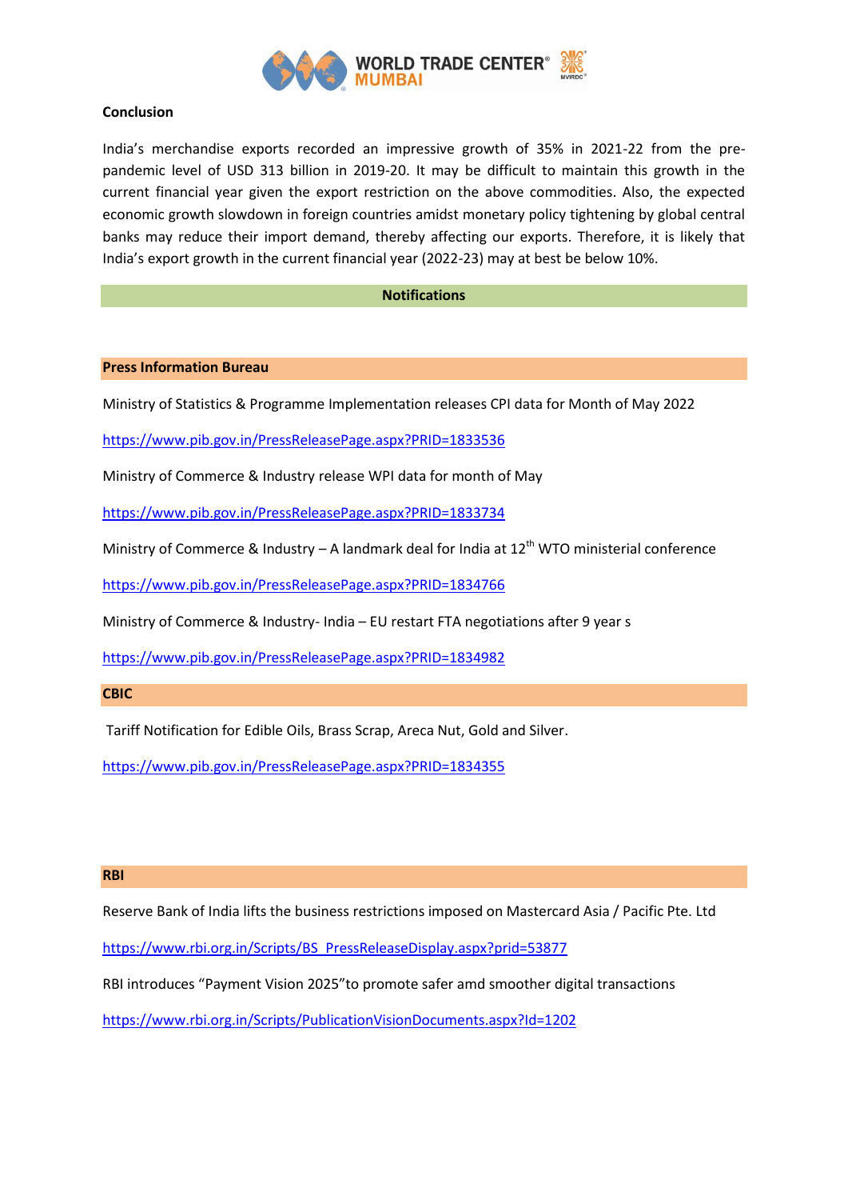**Conclusion**

India's merchandise exports recorded an impressive growth of 35% in 2021-22 from the pre-pandemic level of USD 313 billion in 2019-20. It may be difficult to maintain this growth in the current financial year given the export restriction on the above commodities. Also, the expected economic growth slowdown in foreign countries amidst monetary policy tightening by global central banks may reduce their import demand, thereby affecting our exports. Therefore, it is likely that India's export growth in the current financial year (2022-23) may at best be below 10%.

## Notifications

### Press Information Bureau

Ministry of Statistics & Programme Implementation releases CPI data for Month of May 2022

https://www.pib.gov.in/PressReleasePage.aspx?PRID=1833536

Ministry of Commerce & Industry release WPI data for month of May

https://www.pib.gov.in/PressReleasePage.aspx?PRID=1833734

Ministry of Commerce & Industry – A landmark deal for India at 12th WTO ministerial conference

https://www.pib.gov.in/PressReleasePage.aspx?PRID=1834766

Ministry of Commerce & Industry- India – EU restart FTA negotiations after 9 year s

https://www.pib.gov.in/PressReleasePage.aspx?PRID=1834982

### CBIC

Tariff Notification for Edible Oils, Brass Scrap, Areca Nut, Gold and Silver.

https://www.pib.gov.in/PressReleasePage.aspx?PRID=1834355

### RBI

Reserve Bank of India lifts the business restrictions imposed on Mastercard Asia / Pacific Pte. Ltd

https://www.rbi.org.in/Scripts/BS_PressReleaseDisplay.aspx?prid=53877

RBI introduces "Payment Vision 2025"to promote safer amd smoother digital transactions

https://www.rbi.org.in/Scripts/PublicationVisionDocuments.aspx?Id=1202